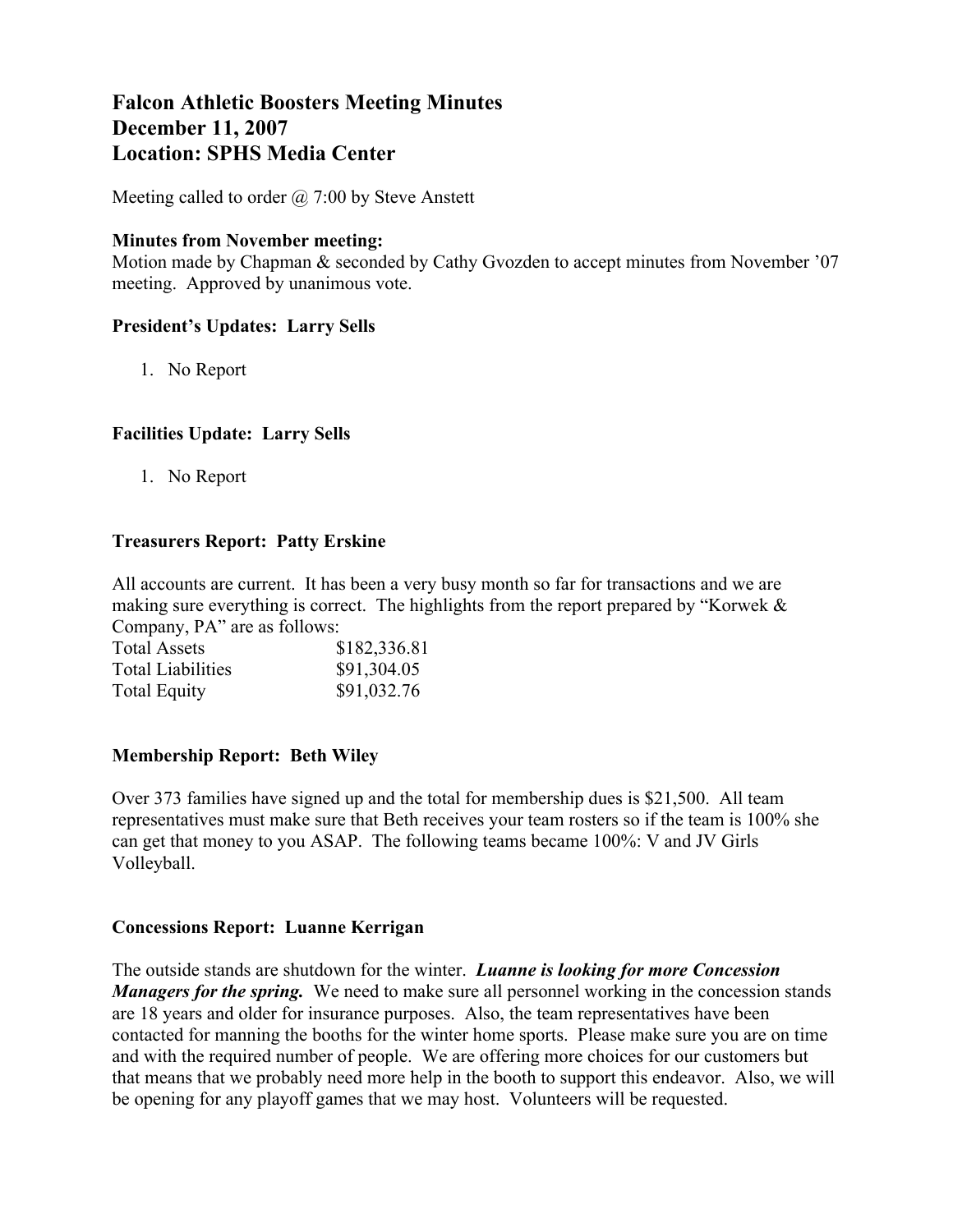# Falcon Athletic Boosters Meeting Minutes
# December 11, 2007
# Location: SPHS Media Center

Meeting called to order @ 7:00 by Steve Anstett

**Minutes from November meeting:**
Motion made by Chapman & seconded by Cathy Gvozden to accept minutes from November '07 meeting. Approved by unanimous vote.

**President's Updates: Larry Sells**

1. No Report

**Facilities Update: Larry Sells**

1. No Report

**Treasurers Report: Patty Erskine**

All accounts are current. It has been a very busy month so far for transactions and we are making sure everything is correct. The highlights from the report prepared by "Korwek & Company, PA" are as follows:

| | |
|---|---|
| Total Assets | $182,336.81 |
| Total Liabilities | $91,304.05 |
| Total Equity | $91,032.76 |

**Membership Report: Beth Wiley**

Over 373 families have signed up and the total for membership dues is $21,500. All team representatives must make sure that Beth receives your team rosters so if the team is 100% she can get that money to you ASAP. The following teams became 100%: V and JV Girls Volleyball.

**Concessions Report: Luanne Kerrigan**

The outside stands are shutdown for the winter. ***Luanne is looking for more Concession Managers for the spring.*** We need to make sure all personnel working in the concession stands are 18 years and older for insurance purposes. Also, the team representatives have been contacted for manning the booths for the winter home sports. Please make sure you are on time and with the required number of people. We are offering more choices for our customers but that means that we probably need more help in the booth to support this endeavor. Also, we will be opening for any playoff games that we may host. Volunteers will be requested.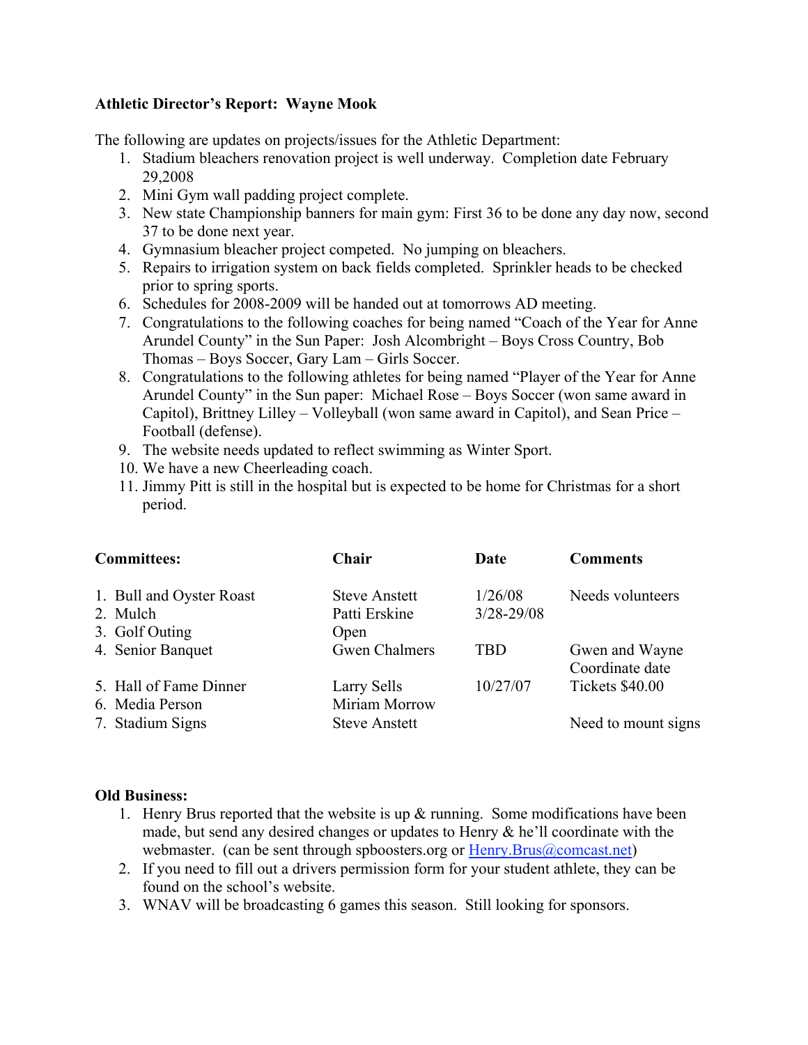**Athletic Director's Report: Wayne Mook**

The following are updates on projects/issues for the Athletic Department:

1. Stadium bleachers renovation project is well underway. Completion date February 29,2008
2. Mini Gym wall padding project complete.
3. New state Championship banners for main gym: First 36 to be done any day now, second 37 to be done next year.
4. Gymnasium bleacher project competed. No jumping on bleachers.
5. Repairs to irrigation system on back fields completed. Sprinkler heads to be checked prior to spring sports.
6. Schedules for 2008-2009 will be handed out at tomorrows AD meeting.
7. Congratulations to the following coaches for being named "Coach of the Year for Anne Arundel County" in the Sun Paper: Josh Alcombright – Boys Cross Country, Bob Thomas – Boys Soccer, Gary Lam – Girls Soccer.
8. Congratulations to the following athletes for being named "Player of the Year for Anne Arundel County" in the Sun paper: Michael Rose – Boys Soccer (won same award in Capitol), Brittney Lilley – Volleyball (won same award in Capitol), and Sean Price – Football (defense).
9. The website needs updated to reflect swimming as Winter Sport.
10. We have a new Cheerleading coach.
11. Jimmy Pitt is still in the hospital but is expected to be home for Christmas for a short period.

| **Committees:** | **Chair** | **Date** | **Comments** |
|---|---|---|---|
| 1. Bull and Oyster Roast | Steve Anstett | 1/26/08 | Needs volunteers |
| 2. Mulch | Patti Erskine | 3/28-29/08 | |
| 3. Golf Outing | Open | | |
| 4. Senior Banquet | Gwen Chalmers | TBD | Gwen and Wayne Coordinate date |
| 5. Hall of Fame Dinner | Larry Sells | 10/27/07 | Tickets $40.00 |
| 6. Media Person | Miriam Morrow | | |
| 7. Stadium Signs | Steve Anstett | | Need to mount signs |

**Old Business:**

1. Henry Brus reported that the website is up & running. Some modifications have been made, but send any desired changes or updates to Henry & he'll coordinate with the webmaster. (can be sent through spboosters.org or Henry.Brus@comcast.net)
2. If you need to fill out a drivers permission form for your student athlete, they can be found on the school's website.
3. WNAV will be broadcasting 6 games this season. Still looking for sponsors.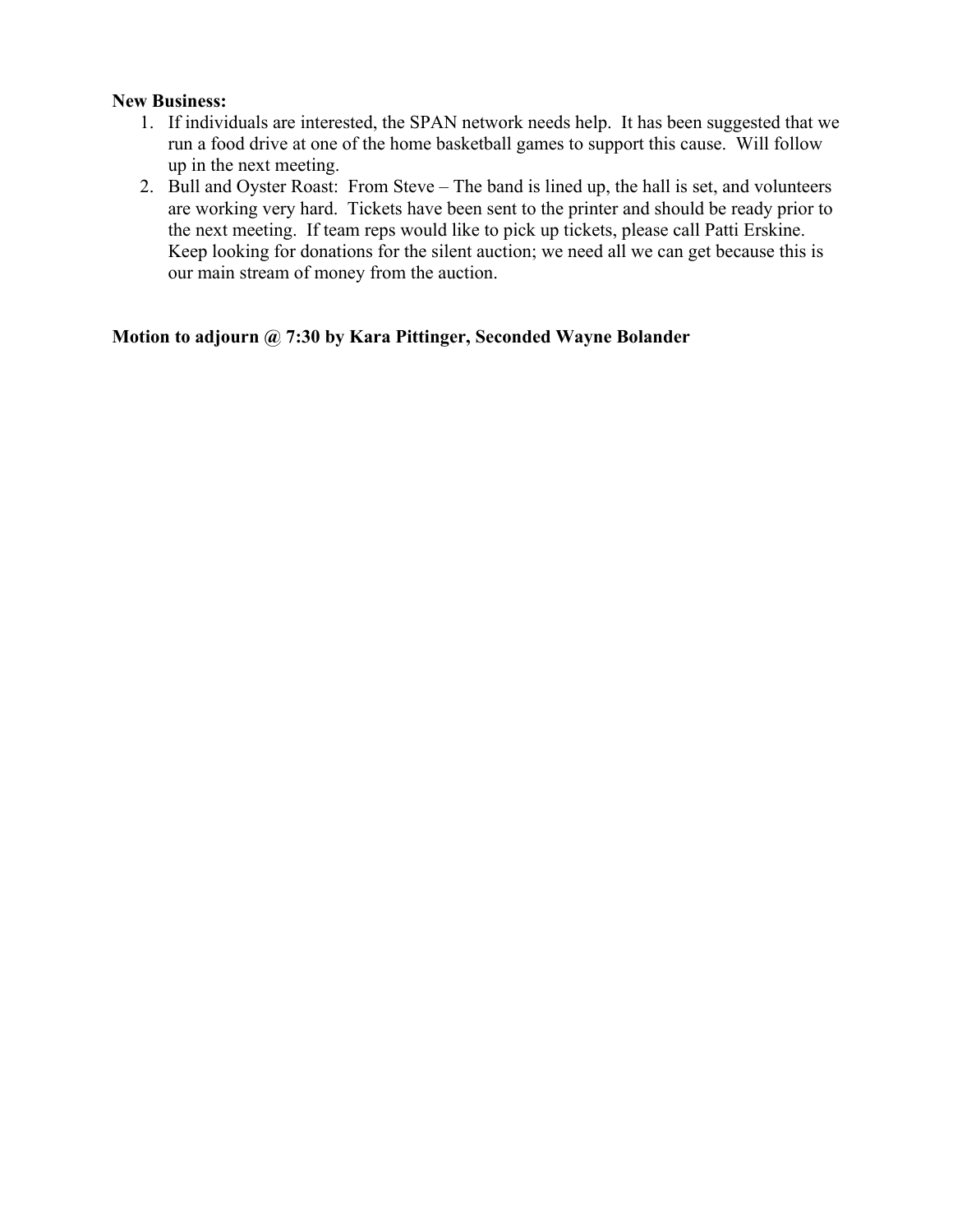**New Business:**

1. If individuals are interested, the SPAN network needs help. It has been suggested that we run a food drive at one of the home basketball games to support this cause. Will follow up in the next meeting.
2. Bull and Oyster Roast: From Steve – The band is lined up, the hall is set, and volunteers are working very hard. Tickets have been sent to the printer and should be ready prior to the next meeting. If team reps would like to pick up tickets, please call Patti Erskine. Keep looking for donations for the silent auction; we need all we can get because this is our main stream of money from the auction.

**Motion to adjourn @ 7:30 by Kara Pittinger, Seconded Wayne Bolander**